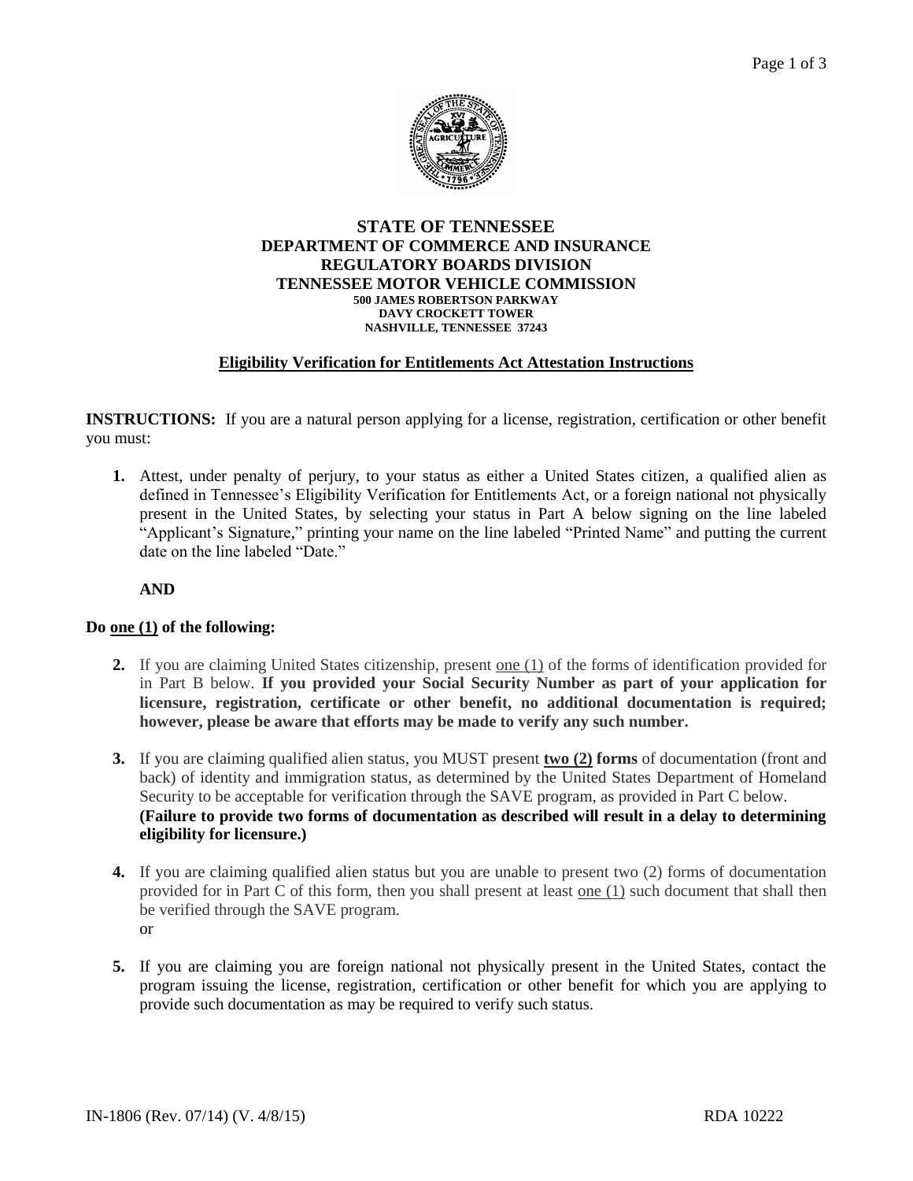# STATE OF TENNESSEE
## DEPARTMENT OF COMMERCE AND INSURANCE
## REGULATORY BOARDS DIVISION
## TENNESSEE MOTOR VEHICLE COMMISSION

**500 JAMES ROBERTSON PARKWAY**
**DAVY CROCKETT TOWER**
**NASHVILLE, TENNESSEE 37243**

### Eligibility Verification for Entitlements Act Attestation Instructions

**INSTRUCTIONS:** If you are a natural person applying for a license, registration, certification or other benefit you must:

1. Attest, under penalty of perjury, to your status as either a United States citizen, a qualified alien as defined in Tennessee's Eligibility Verification for Entitlements Act, or a foreign national not physically present in the United States, by selecting your status in Part A below signing on the line labeled "Applicant's Signature," printing your name on the line labeled "Printed Name" and putting the current date on the line labeled "Date."

   **AND**

**Do one (1) of the following:**

2. If you are claiming United States citizenship, present one (1) of the forms of identification provided for in Part B below. **If you provided your Social Security Number as part of your application for licensure, registration, certificate or other benefit, no additional documentation is required; however, please be aware that efforts may be made to verify any such number.**

3. If you are claiming qualified alien status, you MUST present **two (2) forms** of documentation (front and back) of identity and immigration status, as determined by the United States Department of Homeland Security to be acceptable for verification through the SAVE program, as provided in Part C below.
   **(Failure to provide two forms of documentation as described will result in a delay to determining eligibility for licensure.)**

4. If you are claiming qualified alien status but you are unable to present two (2) forms of documentation provided for in Part C of this form, then you shall present at least one (1) such document that shall then be verified through the SAVE program.
   or

5. If you are claiming you are foreign national not physically present in the United States, contact the program issuing the license, registration, certification or other benefit for which you are applying to provide such documentation as may be required to verify such status.

IN-1806 (Rev. 07/14) (V. 4/8/15) RDA 10222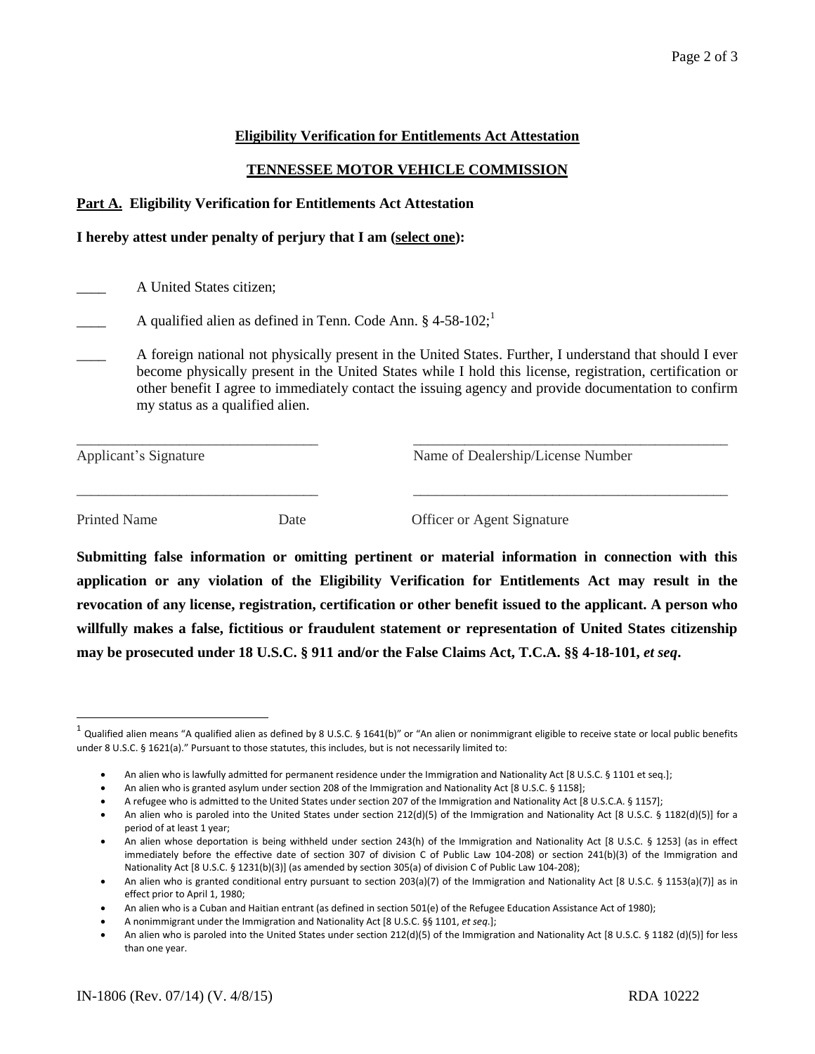**Eligibility Verification for Entitlements Act Attestation**

**TENNESSEE MOTOR VEHICLE COMMISSION**

**Part A. Eligibility Verification for Entitlements Act Attestation**

**I hereby attest under penalty of perjury that I am (select one):**

\_\_\_\_ A United States citizen;

\_\_\_\_ A qualified alien as defined in Tenn. Code Ann. § 4-58-102;[1]

\_\_\_\_ A foreign national not physically present in the United States. Further, I understand that should I ever become physically present in the United States while I hold this license, registration, certification or other benefit I agree to immediately contact the issuing agency and provide documentation to confirm my status as a qualified alien.

\_\_\_\_\_\_\_\_\_\_\_\_\_\_\_\_\_\_\_\_\_\_\_\_\_\_\_\_\_\_\_\_ &nbsp;&nbsp;&nbsp;&nbsp; \_\_\_\_\_\_\_\_\_\_\_\_\_\_\_\_\_\_\_\_\_\_\_\_\_\_\_\_\_\_\_\_\_\_\_\_\_\_\_\_\_\_

Applicant's Signature &nbsp;&nbsp;&nbsp;&nbsp; Name of Dealership/License Number

\_\_\_\_\_\_\_\_\_\_\_\_\_\_\_\_\_\_\_\_\_\_\_\_\_\_\_\_\_\_\_\_ &nbsp;&nbsp;&nbsp;&nbsp; \_\_\_\_\_\_\_\_\_\_\_\_\_\_\_\_\_\_\_\_\_\_\_\_\_\_\_\_\_\_\_\_\_\_\_\_\_\_\_\_\_\_

Printed Name &nbsp;&nbsp;&nbsp;&nbsp; Date &nbsp;&nbsp;&nbsp;&nbsp; Officer or Agent Signature

**Submitting false information or omitting pertinent or material information in connection with this application or any violation of the Eligibility Verification for Entitlements Act may result in the revocation of any license, registration, certification or other benefit issued to the applicant. A person who willfully makes a false, fictitious or fraudulent statement or representation of United States citizenship may be prosecuted under 18 U.S.C. § 911 and/or the False Claims Act, T.C.A. §§ 4-18-101, *et seq*.**

---

[1] Qualified alien means "A qualified alien as defined by 8 U.S.C. § 1641(b)" or "An alien or nonimmigrant eligible to receive state or local public benefits under 8 U.S.C. § 1621(a)." Pursuant to those statutes, this includes, but is not necessarily limited to:

- An alien who is lawfully admitted for permanent residence under the Immigration and Nationality Act [8 U.S.C. § 1101 et seq.];
- An alien who is granted asylum under section 208 of the Immigration and Nationality Act [8 U.S.C. § 1158];
- A refugee who is admitted to the United States under section 207 of the Immigration and Nationality Act [8 U.S.C.A. § 1157];
- An alien who is paroled into the United States under section 212(d)(5) of the Immigration and Nationality Act [8 U.S.C. § 1182(d)(5)] for a period of at least 1 year;
- An alien whose deportation is being withheld under section 243(h) of the Immigration and Nationality Act [8 U.S.C. § 1253] (as in effect immediately before the effective date of section 307 of division C of Public Law 104-208) or section 241(b)(3) of the Immigration and Nationality Act [8 U.S.C. § 1231(b)(3)] (as amended by section 305(a) of division C of Public Law 104-208);
- An alien who is granted conditional entry pursuant to section 203(a)(7) of the Immigration and Nationality Act [8 U.S.C. § 1153(a)(7)] as in effect prior to April 1, 1980;
- An alien who is a Cuban and Haitian entrant (as defined in section 501(e) of the Refugee Education Assistance Act of 1980);
- A nonimmigrant under the Immigration and Nationality Act [8 U.S.C. §§ 1101, *et seq*.];
- An alien who is paroled into the United States under section 212(d)(5) of the Immigration and Nationality Act [8 U.S.C. § 1182 (d)(5)] for less than one year.

IN-1806 (Rev. 07/14) (V. 4/8/15) &nbsp;&nbsp;&nbsp;&nbsp; RDA 10222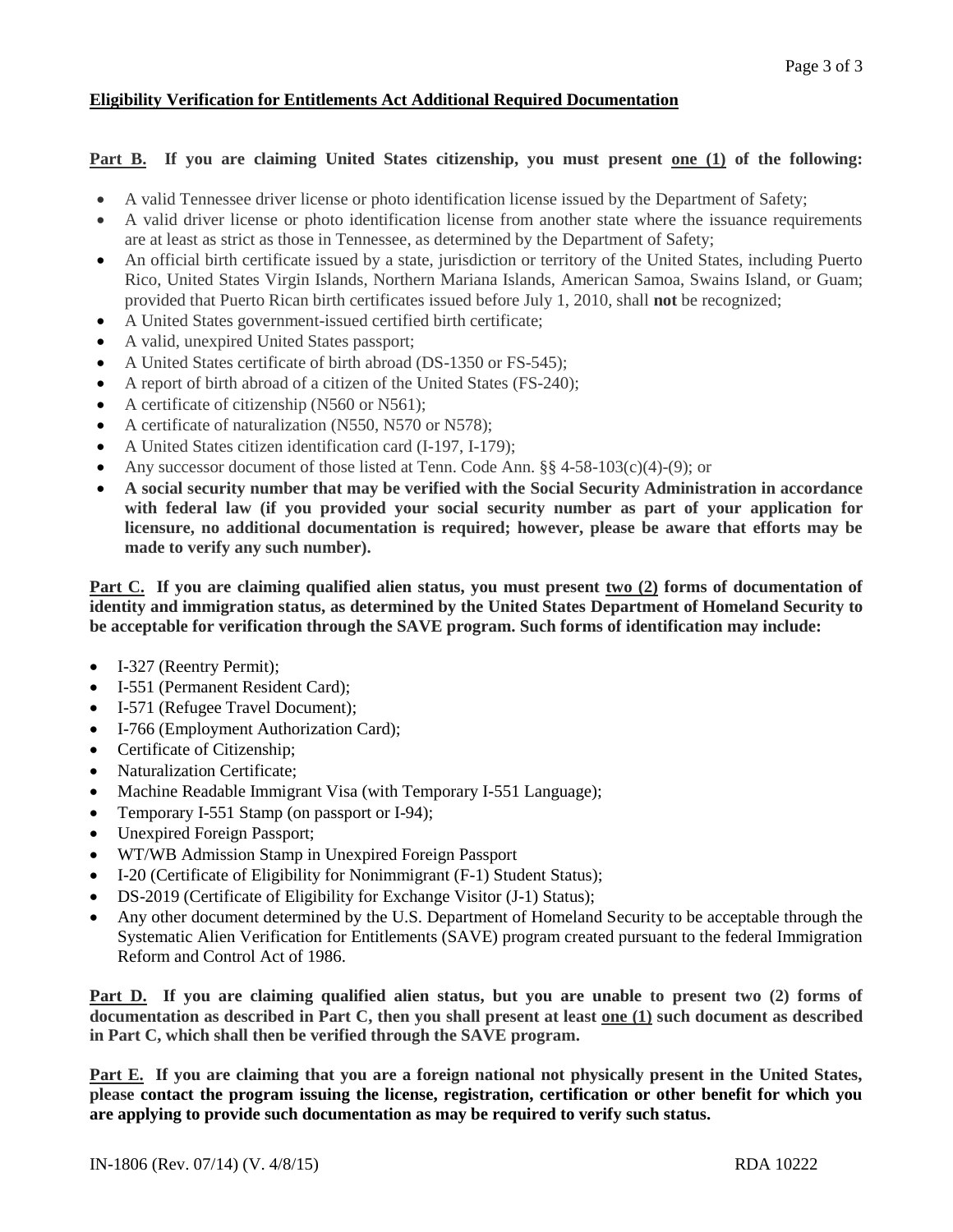## Eligibility Verification for Entitlements Act Additional Required Documentation

**Part B. If you are claiming United States citizenship, you must present one (1) of the following:**

- A valid Tennessee driver license or photo identification license issued by the Department of Safety;
- A valid driver license or photo identification license from another state where the issuance requirements are at least as strict as those in Tennessee, as determined by the Department of Safety;
- An official birth certificate issued by a state, jurisdiction or territory of the United States, including Puerto Rico, United States Virgin Islands, Northern Mariana Islands, American Samoa, Swains Island, or Guam; provided that Puerto Rican birth certificates issued before July 1, 2010, shall **not** be recognized;
- A United States government-issued certified birth certificate;
- A valid, unexpired United States passport;
- A United States certificate of birth abroad (DS-1350 or FS-545);
- A report of birth abroad of a citizen of the United States (FS-240);
- A certificate of citizenship (N560 or N561);
- A certificate of naturalization (N550, N570 or N578);
- A United States citizen identification card (I-197, I-179);
- Any successor document of those listed at Tenn. Code Ann. §§ 4-58-103(c)(4)-(9); or
- **A social security number that may be verified with the Social Security Administration in accordance with federal law (if you provided your social security number as part of your application for licensure, no additional documentation is required; however, please be aware that efforts may be made to verify any such number).**

**Part C. If you are claiming qualified alien status, you must present two (2) forms of documentation of identity and immigration status, as determined by the United States Department of Homeland Security to be acceptable for verification through the SAVE program. Such forms of identification may include:**

- I-327 (Reentry Permit);
- I-551 (Permanent Resident Card);
- I-571 (Refugee Travel Document);
- I-766 (Employment Authorization Card);
- Certificate of Citizenship;
- Naturalization Certificate;
- Machine Readable Immigrant Visa (with Temporary I-551 Language);
- Temporary I-551 Stamp (on passport or I-94);
- Unexpired Foreign Passport;
- WT/WB Admission Stamp in Unexpired Foreign Passport
- I-20 (Certificate of Eligibility for Nonimmigrant (F-1) Student Status);
- DS-2019 (Certificate of Eligibility for Exchange Visitor (J-1) Status);
- Any other document determined by the U.S. Department of Homeland Security to be acceptable through the Systematic Alien Verification for Entitlements (SAVE) program created pursuant to the federal Immigration Reform and Control Act of 1986.

**Part D. If you are claiming qualified alien status, but you are unable to present two (2) forms of documentation as described in Part C, then you shall present at least one (1) such document as described in Part C, which shall then be verified through the SAVE program.**

**Part E. If you are claiming that you are a foreign national not physically present in the United States, please contact the program issuing the license, registration, certification or other benefit for which you are applying to provide such documentation as may be required to verify such status.**

IN-1806 (Rev. 07/14) (V. 4/8/15) RDA 10222